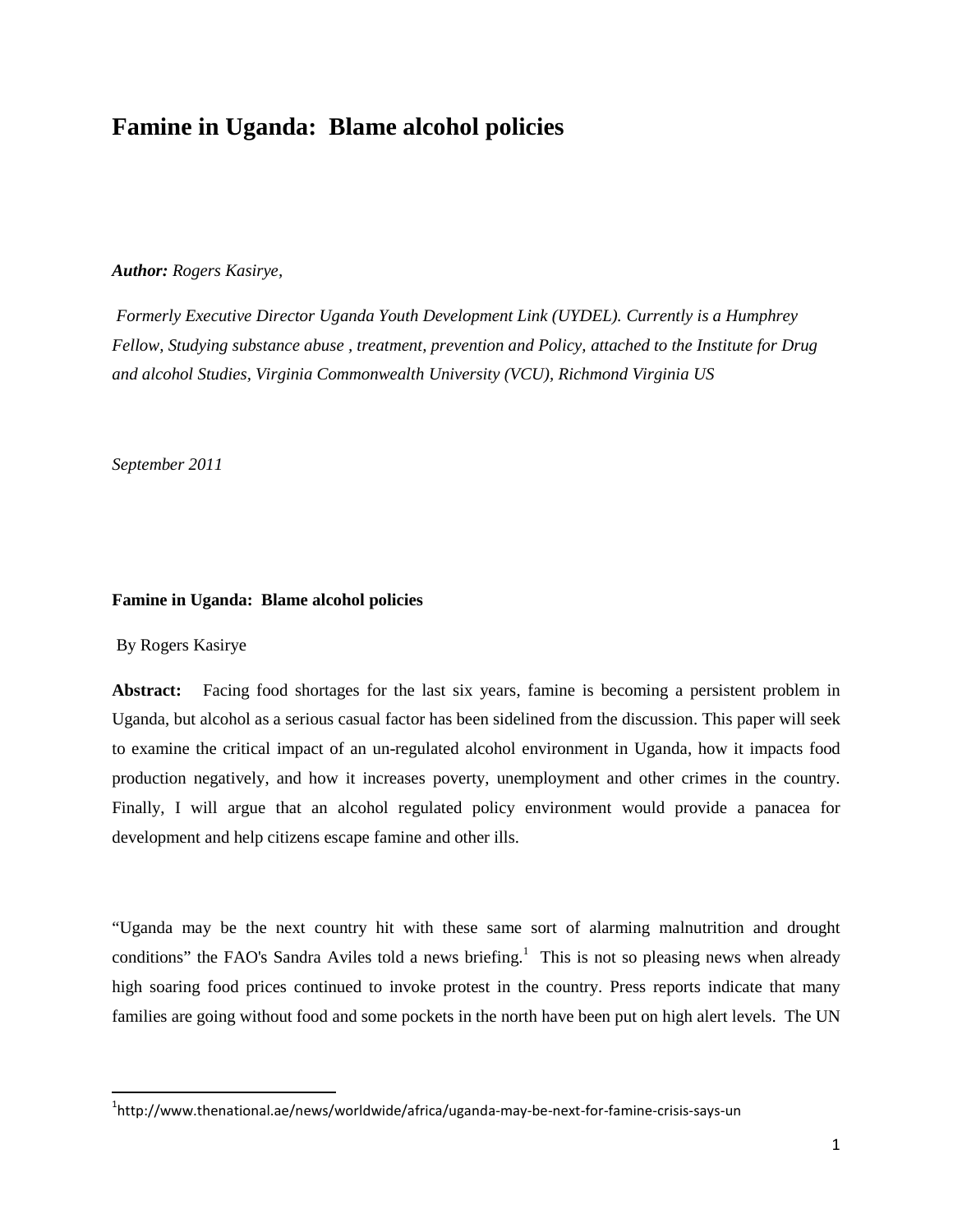# Famine in Uganda: Blame alcohol policies

***Author:*** *Rogers Kasirye,*

*Formerly Executive Director Uganda Youth Development Link (UYDEL). Currently is a Humphrey Fellow, Studying substance abuse , treatment, prevention and Policy, attached to the Institute for Drug and alcohol Studies, Virginia Commonwealth University (VCU), Richmond Virginia US*

*September 2011*

## Famine in Uganda: Blame alcohol policies

By Rogers Kasirye

**Abstract:** Facing food shortages for the last six years, famine is becoming a persistent problem in Uganda, but alcohol as a serious casual factor has been sidelined from the discussion. This paper will seek to examine the critical impact of an un-regulated alcohol environment in Uganda, how it impacts food production negatively, and how it increases poverty, unemployment and other crimes in the country. Finally, I will argue that an alcohol regulated policy environment would provide a panacea for development and help citizens escape famine and other ills.

"Uganda may be the next country hit with these same sort of alarming malnutrition and drought conditions" the FAO's Sandra Aviles told a news briefing.[1] This is not so pleasing news when already high soaring food prices continued to invoke protest in the country. Press reports indicate that many families are going without food and some pockets in the north have been put on high alert levels. The UN

[1] http://www.thenational.ae/news/worldwide/africa/uganda-may-be-next-for-famine-crisis-says-un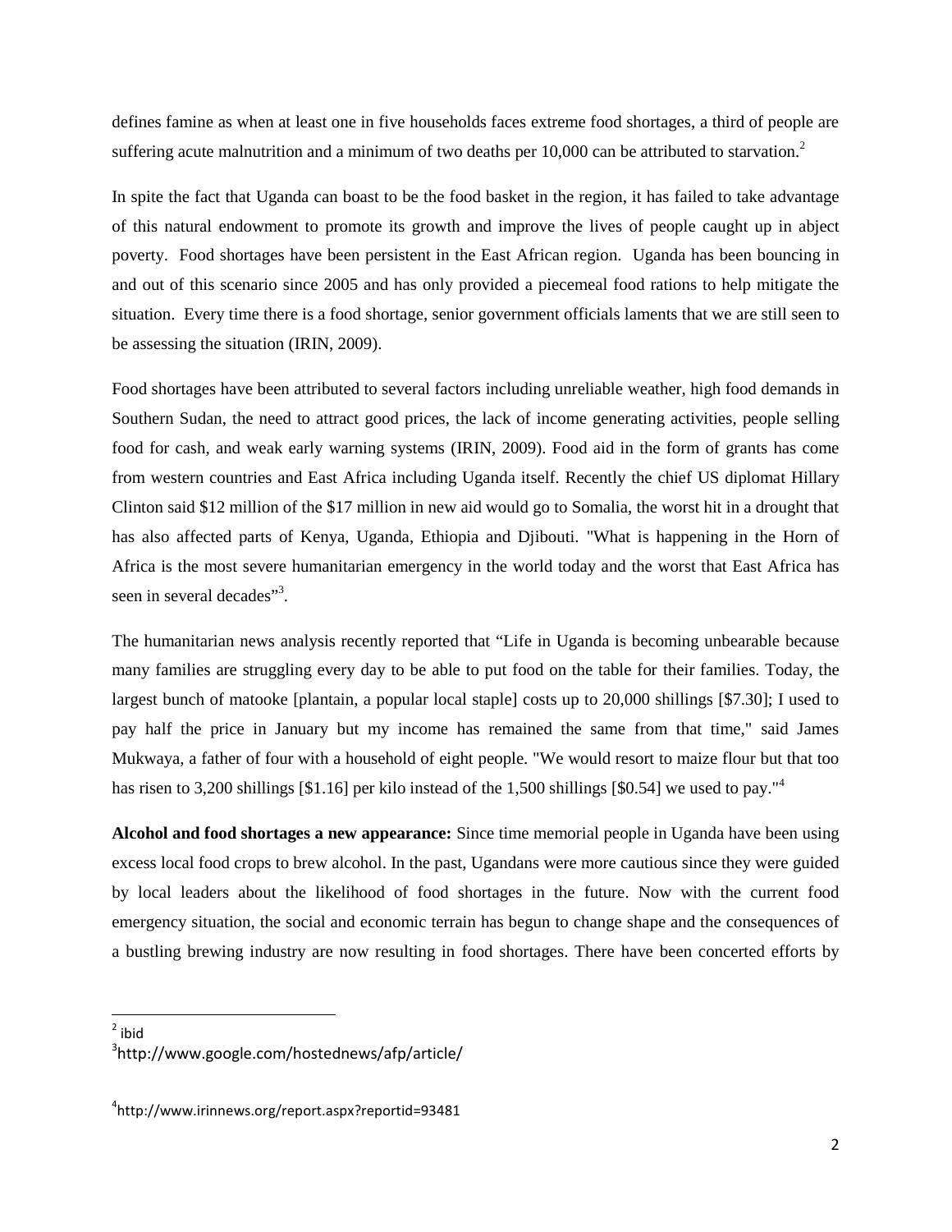defines famine as when at least one in five households faces extreme food shortages, a third of people are suffering acute malnutrition and a minimum of two deaths per 10,000 can be attributed to starvation.[2]

In spite the fact that Uganda can boast to be the food basket in the region, it has failed to take advantage of this natural endowment to promote its growth and improve the lives of people caught up in abject poverty. Food shortages have been persistent in the East African region. Uganda has been bouncing in and out of this scenario since 2005 and has only provided a piecemeal food rations to help mitigate the situation. Every time there is a food shortage, senior government officials laments that we are still seen to be assessing the situation (IRIN, 2009).

Food shortages have been attributed to several factors including unreliable weather, high food demands in Southern Sudan, the need to attract good prices, the lack of income generating activities, people selling food for cash, and weak early warning systems (IRIN, 2009). Food aid in the form of grants has come from western countries and East Africa including Uganda itself. Recently the chief US diplomat Hillary Clinton said $12 million of the $17 million in new aid would go to Somalia, the worst hit in a drought that has also affected parts of Kenya, Uganda, Ethiopia and Djibouti. "What is happening in the Horn of Africa is the most severe humanitarian emergency in the world today and the worst that East Africa has seen in several decades"[3].

The humanitarian news analysis recently reported that "Life in Uganda is becoming unbearable because many families are struggling every day to be able to put food on the table for their families. Today, the largest bunch of matooke [plantain, a popular local staple] costs up to 20,000 shillings [$7.30]; I used to pay half the price in January but my income has remained the same from that time," said James Mukwaya, a father of four with a household of eight people. "We would resort to maize flour but that too has risen to 3,200 shillings [$1.16] per kilo instead of the 1,500 shillings [$0.54] we used to pay."[4]

**Alcohol and food shortages a new appearance:** Since time memorial people in Uganda have been using excess local food crops to brew alcohol. In the past, Ugandans were more cautious since they were guided by local leaders about the likelihood of food shortages in the future. Now with the current food emergency situation, the social and economic terrain has begun to change shape and the consequences of a bustling brewing industry are now resulting in food shortages. There have been concerted efforts by

[2] ibid

[3] http://www.google.com/hostednews/afp/article/

[4] http://www.irinnews.org/report.aspx?reportid=93481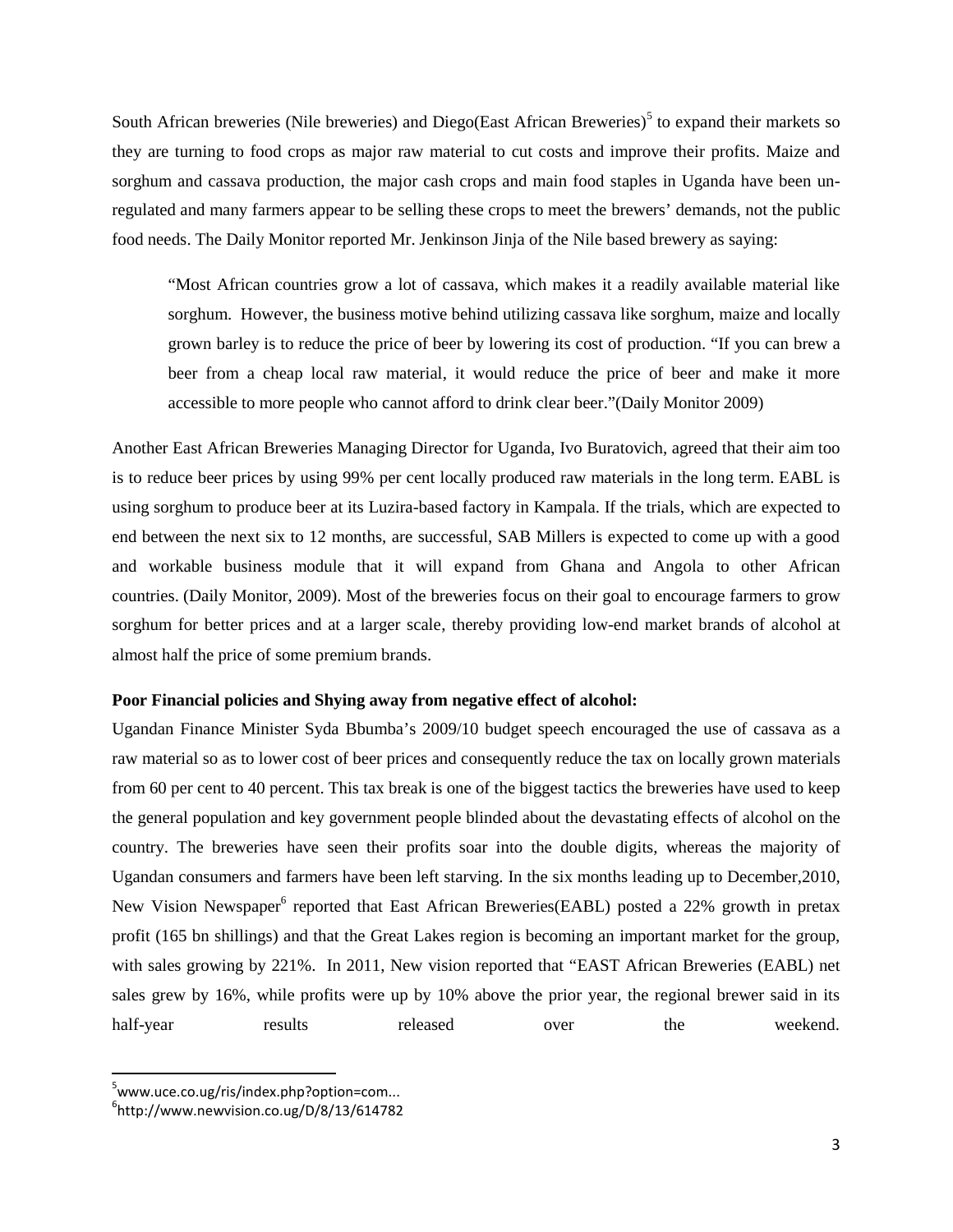South African breweries (Nile breweries) and Diego(East African Breweries)[5] to expand their markets so they are turning to food crops as major raw material to cut costs and improve their profits. Maize and sorghum and cassava production, the major cash crops and main food staples in Uganda have been un-regulated and many farmers appear to be selling these crops to meet the brewers' demands, not the public food needs. The Daily Monitor reported Mr. Jenkinson Jinja of the Nile based brewery as saying:

> "Most African countries grow a lot of cassava, which makes it a readily available material like sorghum. However, the business motive behind utilizing cassava like sorghum, maize and locally grown barley is to reduce the price of beer by lowering its cost of production. "If you can brew a beer from a cheap local raw material, it would reduce the price of beer and make it more accessible to more people who cannot afford to drink clear beer."(Daily Monitor 2009)

Another East African Breweries Managing Director for Uganda, Ivo Buratovich, agreed that their aim too is to reduce beer prices by using 99% per cent locally produced raw materials in the long term. EABL is using sorghum to produce beer at its Luzira-based factory in Kampala. If the trials, which are expected to end between the next six to 12 months, are successful, SAB Millers is expected to come up with a good and workable business module that it will expand from Ghana and Angola to other African countries. (Daily Monitor, 2009). Most of the breweries focus on their goal to encourage farmers to grow sorghum for better prices and at a larger scale, thereby providing low-end market brands of alcohol at almost half the price of some premium brands.

**Poor Financial policies and Shying away from negative effect of alcohol:**

Ugandan Finance Minister Syda Bbumba's 2009/10 budget speech encouraged the use of cassava as a raw material so as to lower cost of beer prices and consequently reduce the tax on locally grown materials from 60 per cent to 40 percent. This tax break is one of the biggest tactics the breweries have used to keep the general population and key government people blinded about the devastating effects of alcohol on the country. The breweries have seen their profits soar into the double digits, whereas the majority of Ugandan consumers and farmers have been left starving. In the six months leading up to December,2010, New Vision Newspaper[6] reported that East African Breweries(EABL) posted a 22% growth in pretax profit (165 bn shillings) and that the Great Lakes region is becoming an important market for the group, with sales growing by 221%. In 2011, New vision reported that "EAST African Breweries (EABL) net sales grew by 16%, while profits were up by 10% above the prior year, the regional brewer said in its half-year results released over the weekend.

[5] www.uce.co.ug/ris/index.php?option=com...

[6] http://www.newvision.co.ug/D/8/13/614782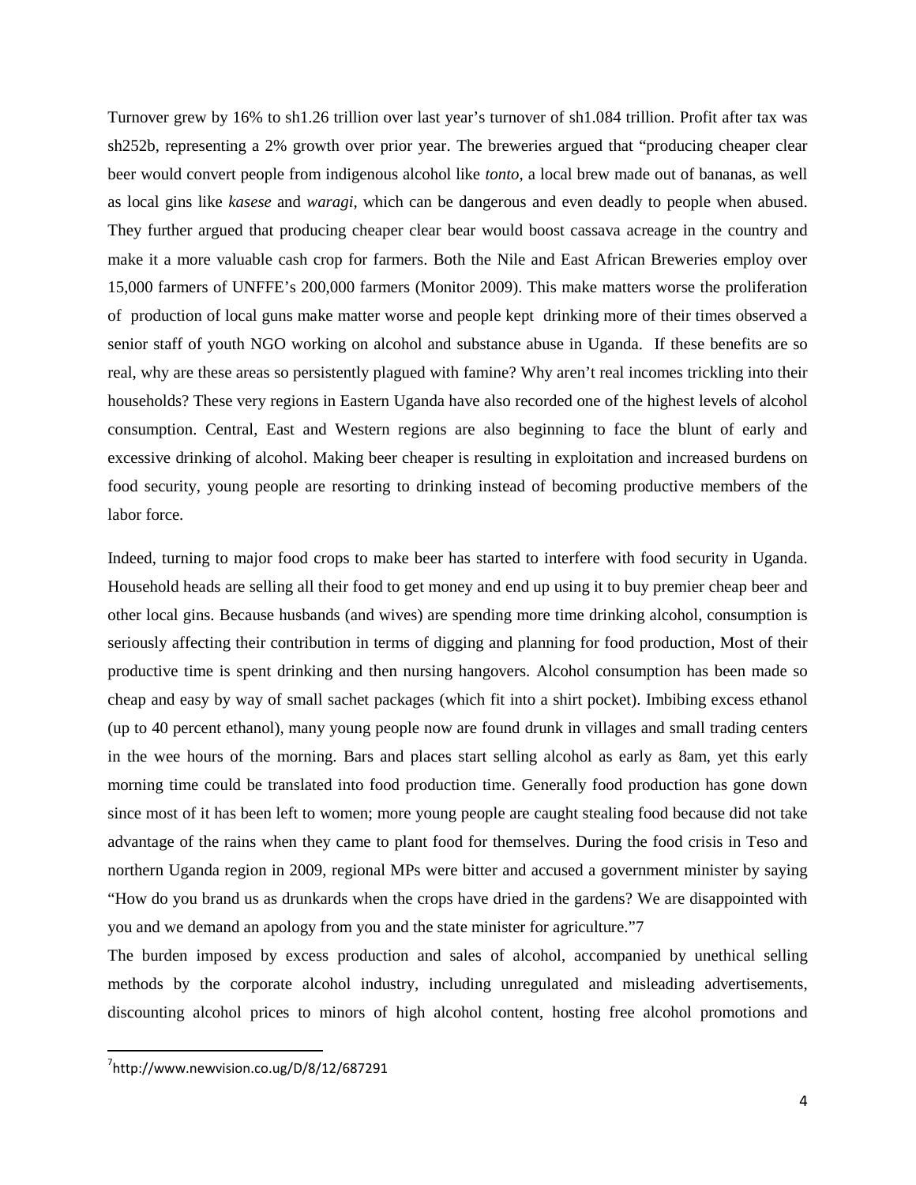Turnover grew by 16% to sh1.26 trillion over last year's turnover of sh1.084 trillion. Profit after tax was sh252b, representing a 2% growth over prior year. The breweries argued that "producing cheaper clear beer would convert people from indigenous alcohol like *tonto*, a local brew made out of bananas, as well as local gins like *kasese* and *waragi*, which can be dangerous and even deadly to people when abused. They further argued that producing cheaper clear bear would boost cassava acreage in the country and make it a more valuable cash crop for farmers. Both the Nile and East African Breweries employ over 15,000 farmers of UNFFE's 200,000 farmers (Monitor 2009). This make matters worse the proliferation of production of local guns make matter worse and people kept drinking more of their times observed a senior staff of youth NGO working on alcohol and substance abuse in Uganda. If these benefits are so real, why are these areas so persistently plagued with famine? Why aren't real incomes trickling into their households? These very regions in Eastern Uganda have also recorded one of the highest levels of alcohol consumption. Central, East and Western regions are also beginning to face the blunt of early and excessive drinking of alcohol. Making beer cheaper is resulting in exploitation and increased burdens on food security, young people are resorting to drinking instead of becoming productive members of the labor force.

Indeed, turning to major food crops to make beer has started to interfere with food security in Uganda. Household heads are selling all their food to get money and end up using it to buy premier cheap beer and other local gins. Because husbands (and wives) are spending more time drinking alcohol, consumption is seriously affecting their contribution in terms of digging and planning for food production, Most of their productive time is spent drinking and then nursing hangovers. Alcohol consumption has been made so cheap and easy by way of small sachet packages (which fit into a shirt pocket). Imbibing excess ethanol (up to 40 percent ethanol), many young people now are found drunk in villages and small trading centers in the wee hours of the morning. Bars and places start selling alcohol as early as 8am, yet this early morning time could be translated into food production time. Generally food production has gone down since most of it has been left to women; more young people are caught stealing food because did not take advantage of the rains when they came to plant food for themselves. During the food crisis in Teso and northern Uganda region in 2009, regional MPs were bitter and accused a government minister by saying "How do you brand us as drunkards when the crops have dried in the gardens? We are disappointed with you and we demand an apology from you and the state minister for agriculture."[7]

The burden imposed by excess production and sales of alcohol, accompanied by unethical selling methods by the corporate alcohol industry, including unregulated and misleading advertisements, discounting alcohol prices to minors of high alcohol content, hosting free alcohol promotions and

[7] http://www.newvision.co.ug/D/8/12/687291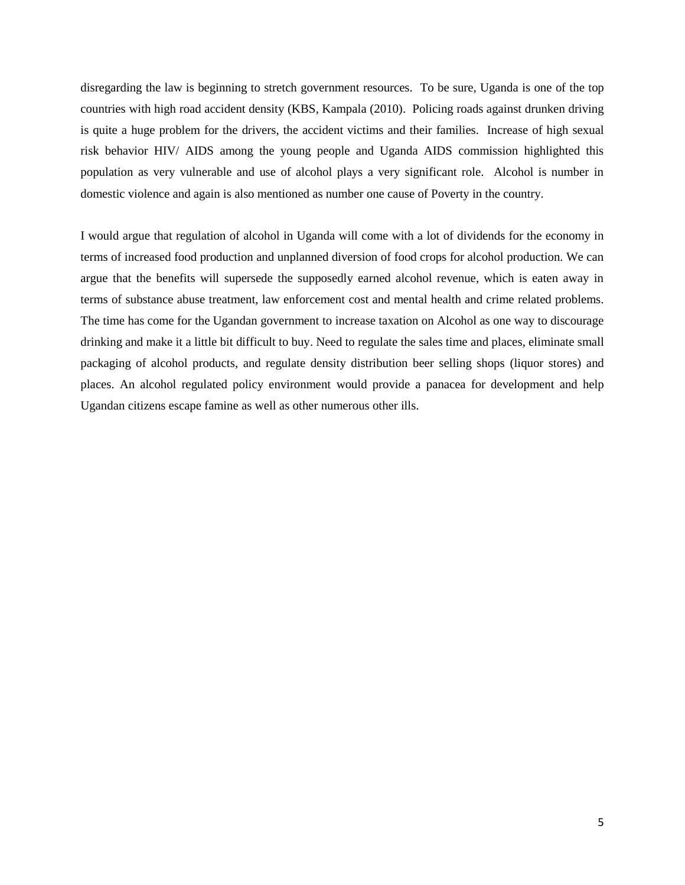disregarding the law is beginning to stretch government resources. To be sure, Uganda is one of the top countries with high road accident density (KBS, Kampala (2010). Policing roads against drunken driving is quite a huge problem for the drivers, the accident victims and their families. Increase of high sexual risk behavior HIV/ AIDS among the young people and Uganda AIDS commission highlighted this population as very vulnerable and use of alcohol plays a very significant role. Alcohol is number in domestic violence and again is also mentioned as number one cause of Poverty in the country.

I would argue that regulation of alcohol in Uganda will come with a lot of dividends for the economy in terms of increased food production and unplanned diversion of food crops for alcohol production. We can argue that the benefits will supersede the supposedly earned alcohol revenue, which is eaten away in terms of substance abuse treatment, law enforcement cost and mental health and crime related problems. The time has come for the Ugandan government to increase taxation on Alcohol as one way to discourage drinking and make it a little bit difficult to buy. Need to regulate the sales time and places, eliminate small packaging of alcohol products, and regulate density distribution beer selling shops (liquor stores) and places. An alcohol regulated policy environment would provide a panacea for development and help Ugandan citizens escape famine as well as other numerous other ills.